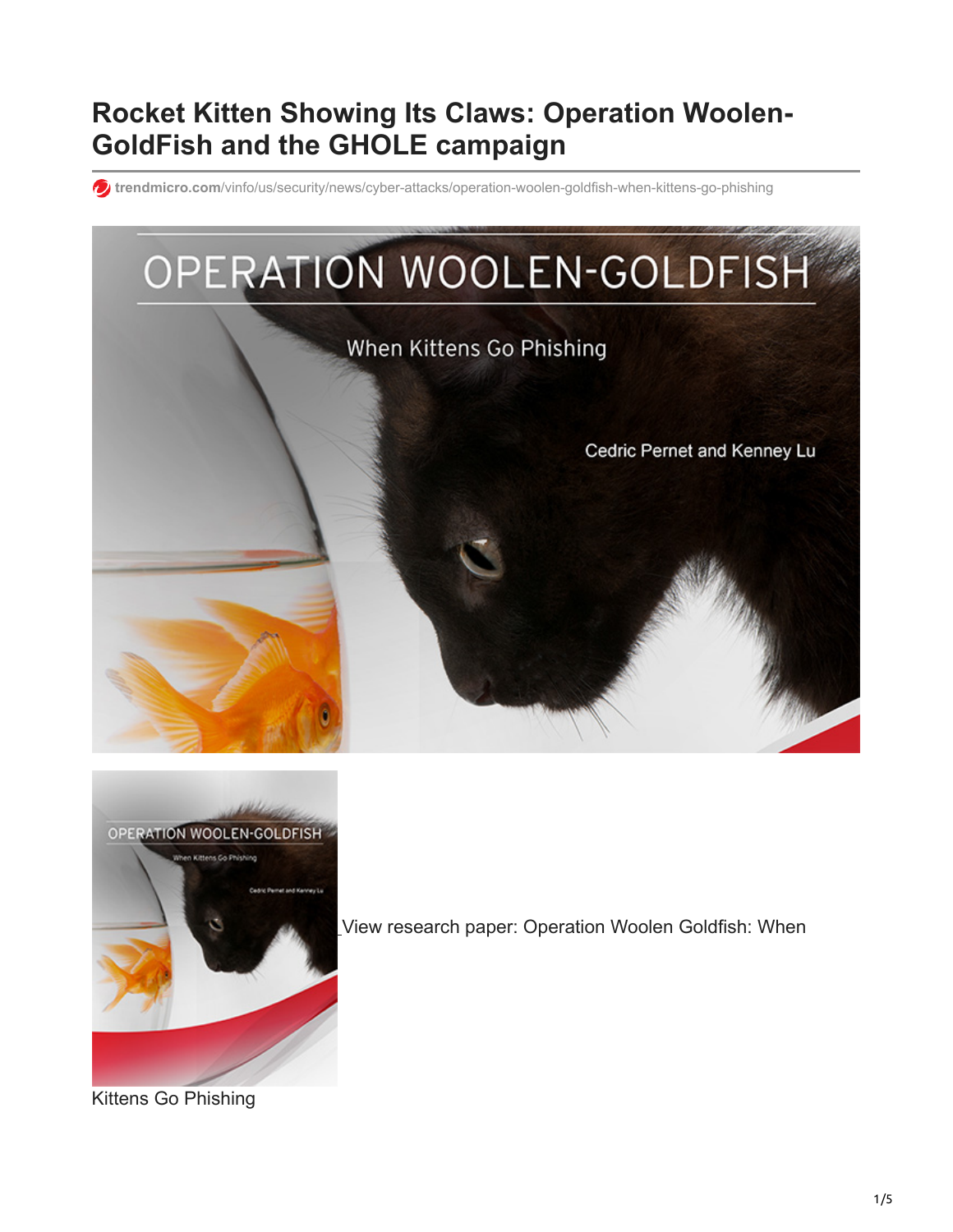# Rocket Kitten Showing Its Claws: Operation Woolen-GoldFish and the GHOLE campaign

trendmicro.com/vinfo/us/security/news/cyber-attacks/operation-woolen-goldfish-when-kittens-go-phishing

View research paper: Operation Woolen Goldfish: When Kittens Go Phishing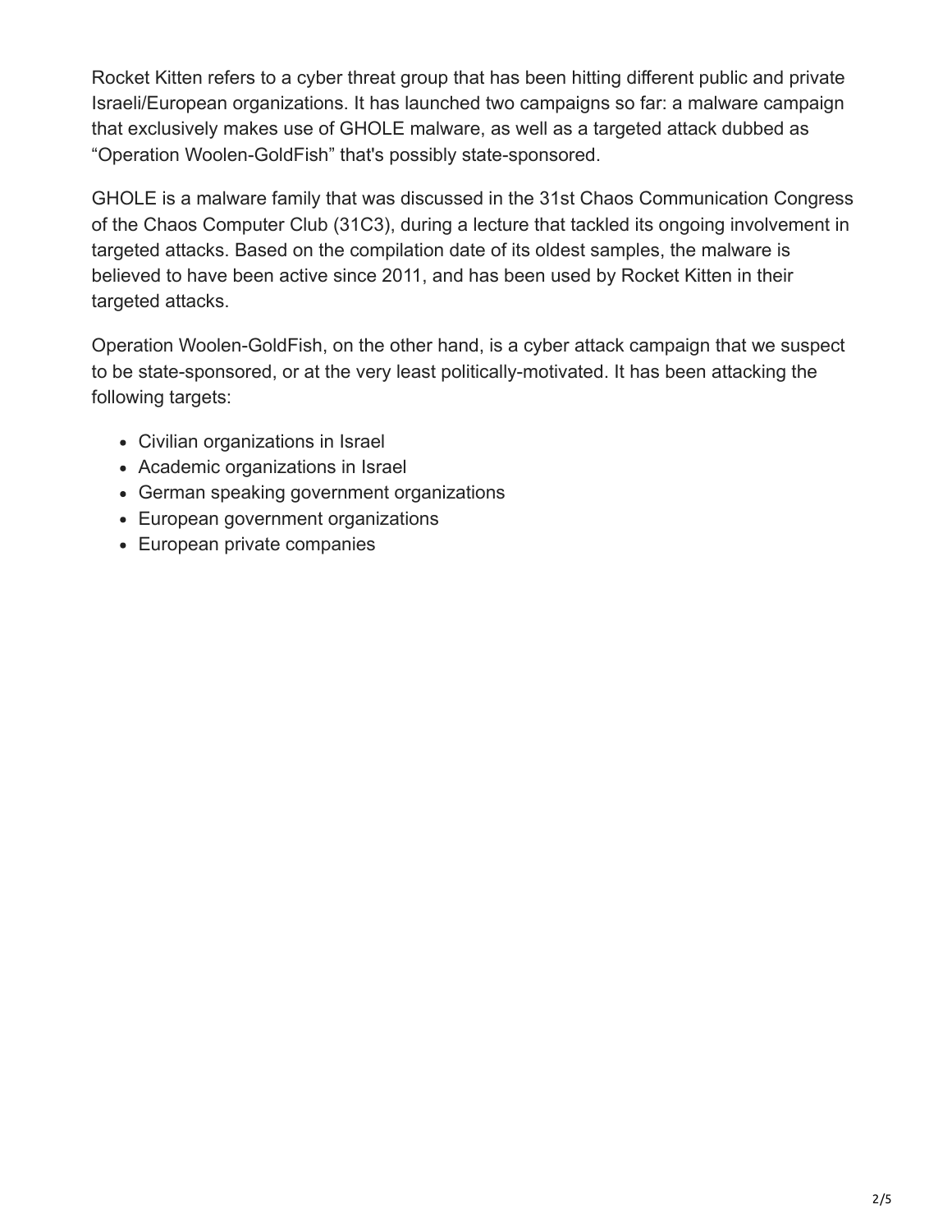Rocket Kitten refers to a cyber threat group that has been hitting different public and private Israeli/European organizations. It has launched two campaigns so far: a malware campaign that exclusively makes use of GHOLE malware, as well as a targeted attack dubbed as "Operation Woolen-GoldFish" that's possibly state-sponsored.

GHOLE is a malware family that was discussed in the 31st Chaos Communication Congress of the Chaos Computer Club (31C3), during a lecture that tackled its ongoing involvement in targeted attacks. Based on the compilation date of its oldest samples, the malware is believed to have been active since 2011, and has been used by Rocket Kitten in their targeted attacks.

Operation Woolen-GoldFish, on the other hand, is a cyber attack campaign that we suspect to be state-sponsored, or at the very least politically-motivated. It has been attacking the following targets:

- Civilian organizations in Israel
- Academic organizations in Israel
- German speaking government organizations
- European government organizations
- European private companies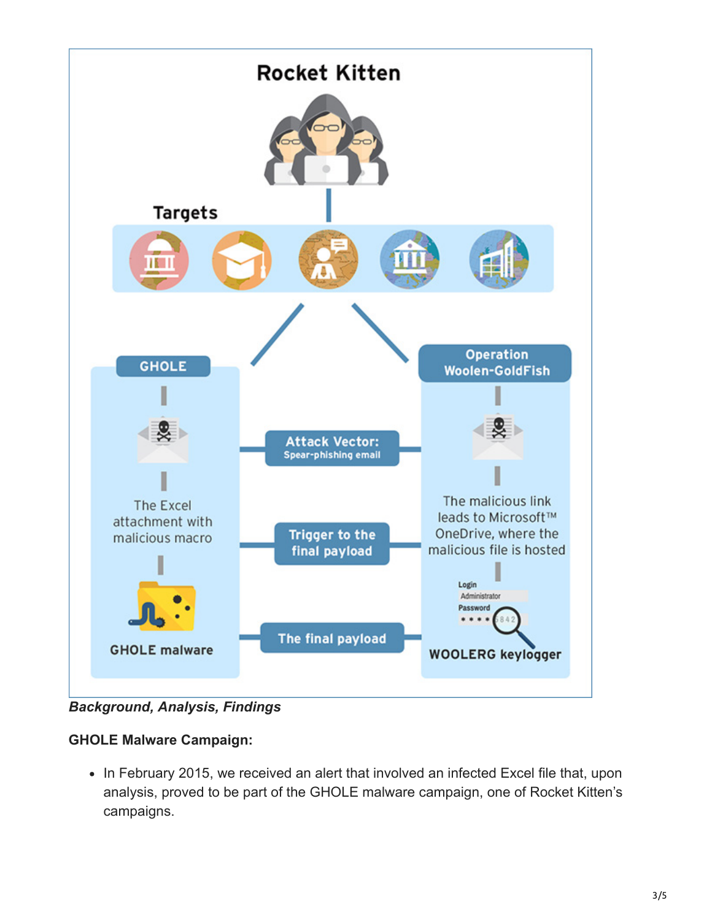Rocket Kitten

Targets

GHOLE

Operation Woolen-GoldFish

Attack Vector: Spear-phishing email

The Excel attachment with malicious macro

Trigger to the final payload

The malicious link leads to Microsoft™ OneDrive, where the malicious file is hosted

GHOLE malware

The final payload

WOOLERG keylogger

***Background, Analysis, Findings***

**GHOLE Malware Campaign:**

- In February 2015, we received an alert that involved an infected Excel file that, upon analysis, proved to be part of the GHOLE malware campaign, one of Rocket Kitten's campaigns.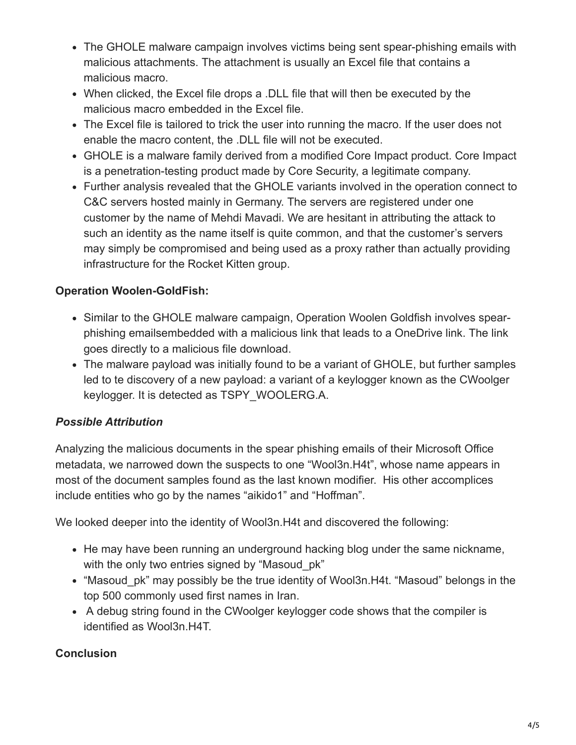- The GHOLE malware campaign involves victims being sent spear-phishing emails with malicious attachments. The attachment is usually an Excel file that contains a malicious macro.
- When clicked, the Excel file drops a .DLL file that will then be executed by the malicious macro embedded in the Excel file.
- The Excel file is tailored to trick the user into running the macro. If the user does not enable the macro content, the .DLL file will not be executed.
- GHOLE is a malware family derived from a modified Core Impact product. Core Impact is a penetration-testing product made by Core Security, a legitimate company.
- Further analysis revealed that the GHOLE variants involved in the operation connect to C&C servers hosted mainly in Germany. The servers are registered under one customer by the name of Mehdi Mavadi. We are hesitant in attributing the attack to such an identity as the name itself is quite common, and that the customer's servers may simply be compromised and being used as a proxy rather than actually providing infrastructure for the Rocket Kitten group.

**Operation Woolen-GoldFish:**

- Similar to the GHOLE malware campaign, Operation Woolen Goldfish involves spear-phishing emailsembedded with a malicious link that leads to a OneDrive link. The link goes directly to a malicious file download.
- The malware payload was initially found to be a variant of GHOLE, but further samples led to te discovery of a new payload: a variant of a keylogger known as the CWoolger keylogger. It is detected as TSPY_WOOLERG.A.

***Possible Attribution***

Analyzing the malicious documents in the spear phishing emails of their Microsoft Office metadata, we narrowed down the suspects to one "Wool3n.H4t", whose name appears in most of the document samples found as the last known modifier. His other accomplices include entities who go by the names "aikido1" and "Hoffman".

We looked deeper into the identity of Wool3n.H4t and discovered the following:

- He may have been running an underground hacking blog under the same nickname, with the only two entries signed by "Masoud_pk"
- "Masoud_pk" may possibly be the true identity of Wool3n.H4t. "Masoud" belongs in the top 500 commonly used first names in Iran.
- A debug string found in the CWoolger keylogger code shows that the compiler is identified as Wool3n.H4T.

**Conclusion**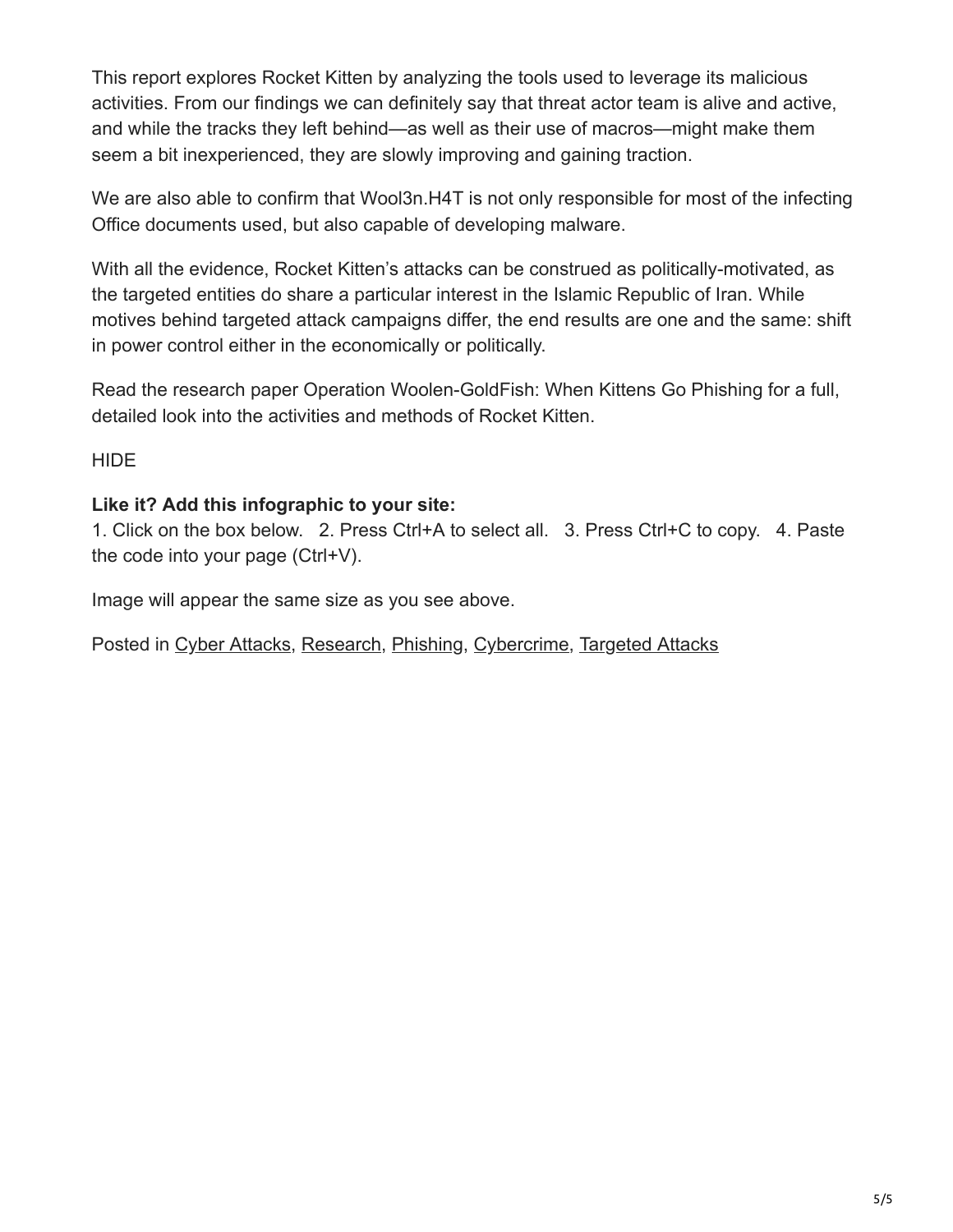This report explores Rocket Kitten by analyzing the tools used to leverage its malicious activities. From our findings we can definitely say that threat actor team is alive and active, and while the tracks they left behind—as well as their use of macros—might make them seem a bit inexperienced, they are slowly improving and gaining traction.

We are also able to confirm that Wool3n.H4T is not only responsible for most of the infecting Office documents used, but also capable of developing malware.

With all the evidence, Rocket Kitten's attacks can be construed as politically-motivated, as the targeted entities do share a particular interest in the Islamic Republic of Iran. While motives behind targeted attack campaigns differ, the end results are one and the same: shift in power control either in the economically or politically.

Read the research paper Operation Woolen-GoldFish: When Kittens Go Phishing for a full, detailed look into the activities and methods of Rocket Kitten.

HIDE

**Like it? Add this infographic to your site:**
1. Click on the box below. 2. Press Ctrl+A to select all. 3. Press Ctrl+C to copy. 4. Paste the code into your page (Ctrl+V).

Image will appear the same size as you see above.

Posted in Cyber Attacks, Research, Phishing, Cybercrime, Targeted Attacks